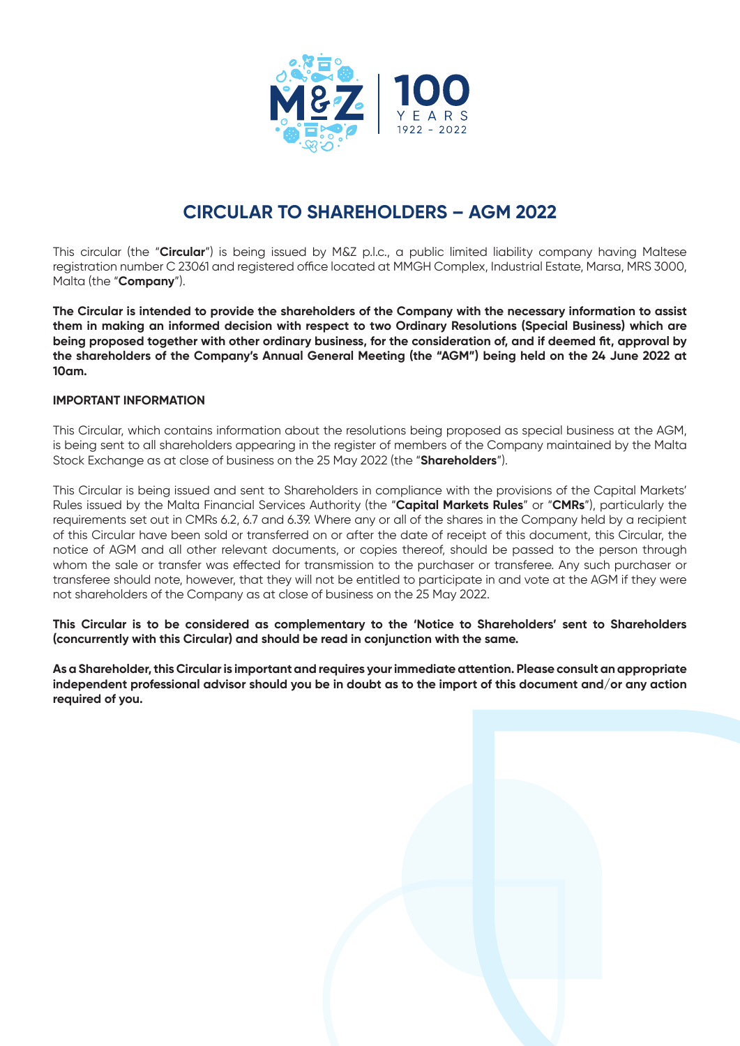# CIRCULAR TO SHAREHOLDERS – AGM 2022

This circular (the "**Circular**") is being issued by M&Z p.l.c., a public limited liability company having Maltese registration number C 23061 and registered office located at MMGH Complex, Industrial Estate, Marsa, MRS 3000, Malta (the "**Company**").

**The Circular is intended to provide the shareholders of the Company with the necessary information to assist them in making an informed decision with respect to two Ordinary Resolutions (Special Business) which are being proposed together with other ordinary business, for the consideration of, and if deemed fit, approval by the shareholders of the Company's Annual General Meeting (the "AGM") being held on the 24 June 2022 at 10am.**

**IMPORTANT INFORMATION**

This Circular, which contains information about the resolutions being proposed as special business at the AGM, is being sent to all shareholders appearing in the register of members of the Company maintained by the Malta Stock Exchange as at close of business on the 25 May 2022 (the "**Shareholders**").

This Circular is being issued and sent to Shareholders in compliance with the provisions of the Capital Markets' Rules issued by the Malta Financial Services Authority (the "**Capital Markets Rules**" or "**CMRs**"), particularly the requirements set out in CMRs 6.2, 6.7 and 6.39. Where any or all of the shares in the Company held by a recipient of this Circular have been sold or transferred on or after the date of receipt of this document, this Circular, the notice of AGM and all other relevant documents, or copies thereof, should be passed to the person through whom the sale or transfer was effected for transmission to the purchaser or transferee. Any such purchaser or transferee should note, however, that they will not be entitled to participate in and vote at the AGM if they were not shareholders of the Company as at close of business on the 25 May 2022.

**This Circular is to be considered as complementary to the 'Notice to Shareholders' sent to Shareholders (concurrently with this Circular) and should be read in conjunction with the same.**

**As a Shareholder, this Circular is important and requires your immediate attention. Please consult an appropriate independent professional advisor should you be in doubt as to the import of this document and/or any action required of you.**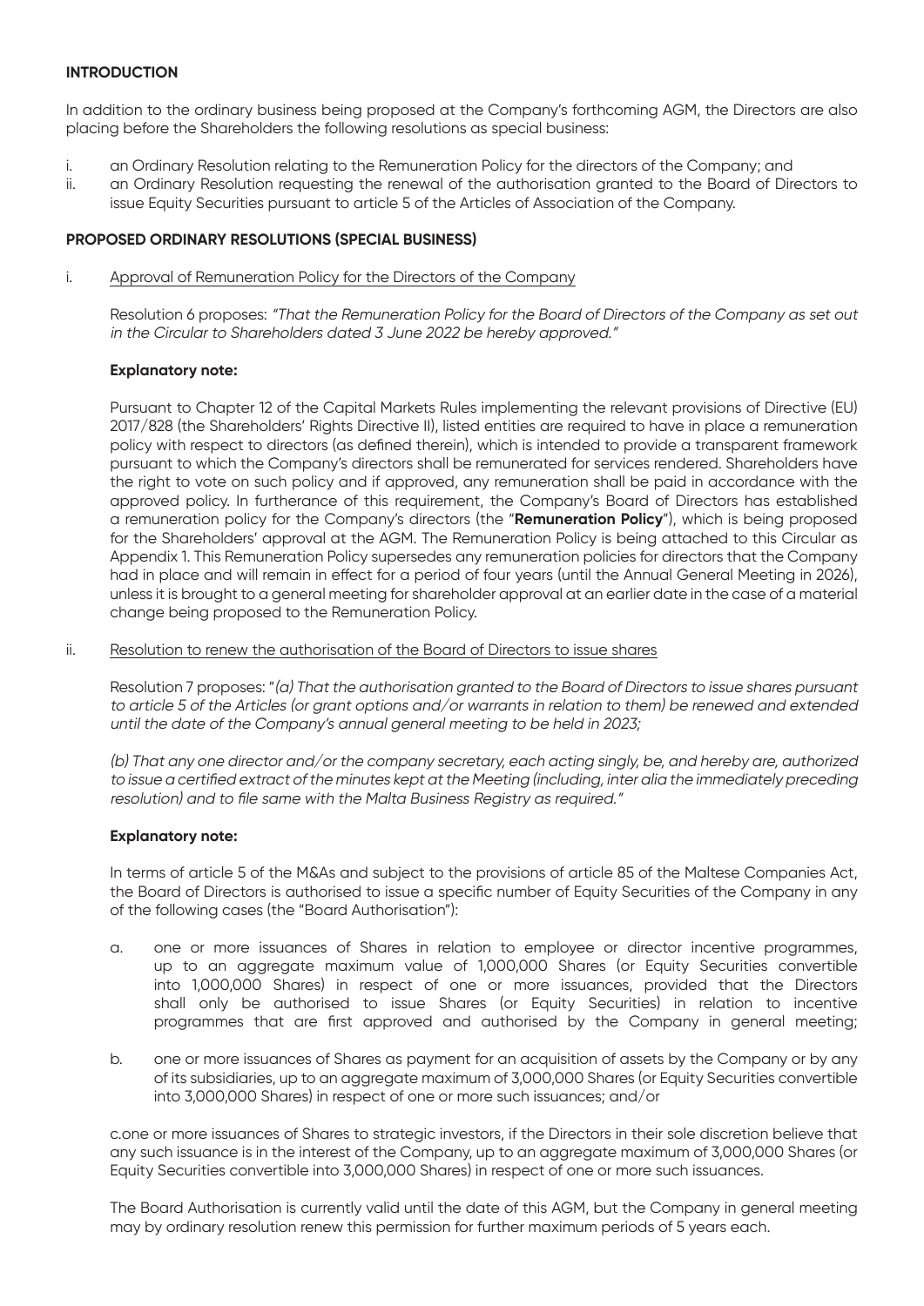**INTRODUCTION**

In addition to the ordinary business being proposed at the Company's forthcoming AGM, the Directors are also placing before the Shareholders the following resolutions as special business:

i. an Ordinary Resolution relating to the Remuneration Policy for the directors of the Company; and
ii. an Ordinary Resolution requesting the renewal of the authorisation granted to the Board of Directors to issue Equity Securities pursuant to article 5 of the Articles of Association of the Company.

**PROPOSED ORDINARY RESOLUTIONS (SPECIAL BUSINESS)**

i. Approval of Remuneration Policy for the Directors of the Company

Resolution 6 proposes: *"That the Remuneration Policy for the Board of Directors of the Company as set out in the Circular to Shareholders dated 3 June 2022 be hereby approved."*

**Explanatory note:**

Pursuant to Chapter 12 of the Capital Markets Rules implementing the relevant provisions of Directive (EU) 2017/828 (the Shareholders' Rights Directive II), listed entities are required to have in place a remuneration policy with respect to directors (as defined therein), which is intended to provide a transparent framework pursuant to which the Company's directors shall be remunerated for services rendered. Shareholders have the right to vote on such policy and if approved, any remuneration shall be paid in accordance with the approved policy. In furtherance of this requirement, the Company's Board of Directors has established a remuneration policy for the Company's directors (the "**Remuneration Policy**"), which is being proposed for the Shareholders' approval at the AGM. The Remuneration Policy is being attached to this Circular as Appendix 1. This Remuneration Policy supersedes any remuneration policies for directors that the Company had in place and will remain in effect for a period of four years (until the Annual General Meeting in 2026), unless it is brought to a general meeting for shareholder approval at an earlier date in the case of a material change being proposed to the Remuneration Policy.

ii. Resolution to renew the authorisation of the Board of Directors to issue shares

Resolution 7 proposes: "*(a) That the authorisation granted to the Board of Directors to issue shares pursuant to article 5 of the Articles (or grant options and/or warrants in relation to them) be renewed and extended until the date of the Company's annual general meeting to be held in 2023;*

*(b) That any one director and/or the company secretary, each acting singly, be, and hereby are, authorized to issue a certified extract of the minutes kept at the Meeting (including, inter alia the immediately preceding resolution) and to file same with the Malta Business Registry as required."*

**Explanatory note:**

In terms of article 5 of the M&As and subject to the provisions of article 85 of the Maltese Companies Act, the Board of Directors is authorised to issue a specific number of Equity Securities of the Company in any of the following cases (the "Board Authorisation"):

a. one or more issuances of Shares in relation to employee or director incentive programmes, up to an aggregate maximum value of 1,000,000 Shares (or Equity Securities convertible into 1,000,000 Shares) in respect of one or more issuances, provided that the Directors shall only be authorised to issue Shares (or Equity Securities) in relation to incentive programmes that are first approved and authorised by the Company in general meeting;

b. one or more issuances of Shares as payment for an acquisition of assets by the Company or by any of its subsidiaries, up to an aggregate maximum of 3,000,000 Shares (or Equity Securities convertible into 3,000,000 Shares) in respect of one or more such issuances; and/or

c. one or more issuances of Shares to strategic investors, if the Directors in their sole discretion believe that any such issuance is in the interest of the Company, up to an aggregate maximum of 3,000,000 Shares (or Equity Securities convertible into 3,000,000 Shares) in respect of one or more such issuances.

The Board Authorisation is currently valid until the date of this AGM, but the Company in general meeting may by ordinary resolution renew this permission for further maximum periods of 5 years each.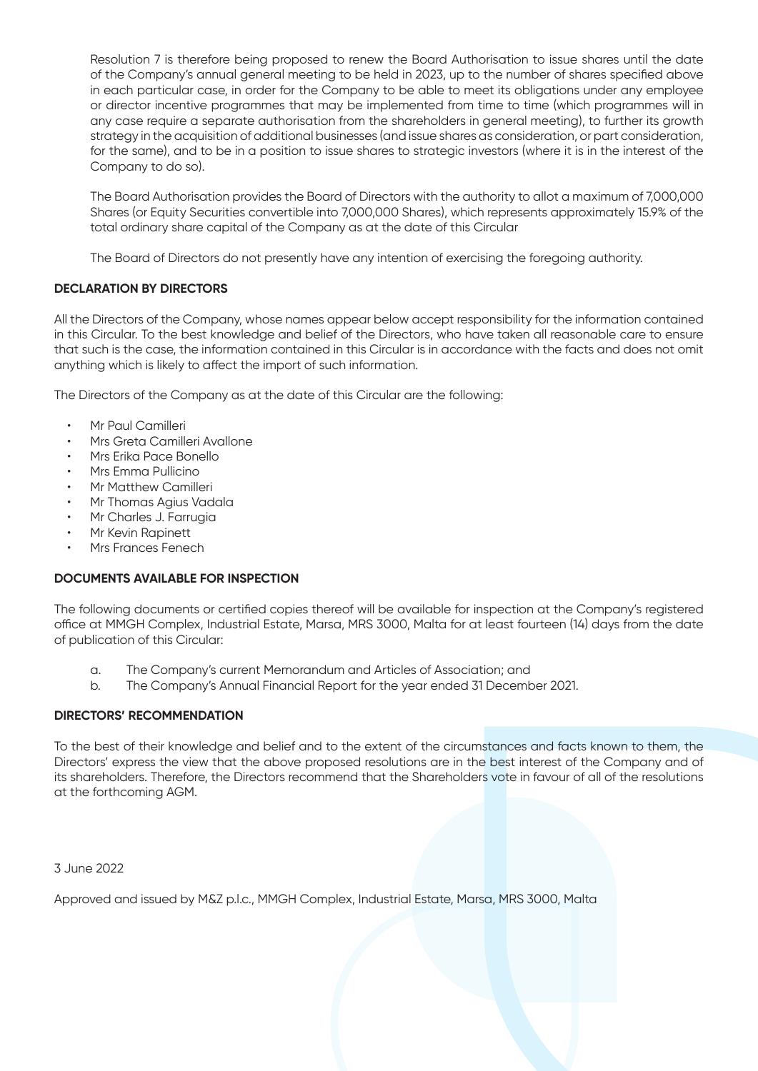Resolution 7 is therefore being proposed to renew the Board Authorisation to issue shares until the date of the Company's annual general meeting to be held in 2023, up to the number of shares specified above in each particular case, in order for the Company to be able to meet its obligations under any employee or director incentive programmes that may be implemented from time to time (which programmes will in any case require a separate authorisation from the shareholders in general meeting), to further its growth strategy in the acquisition of additional businesses (and issue shares as consideration, or part consideration, for the same), and to be in a position to issue shares to strategic investors (where it is in the interest of the Company to do so).

The Board Authorisation provides the Board of Directors with the authority to allot a maximum of 7,000,000 Shares (or Equity Securities convertible into 7,000,000 Shares), which represents approximately 15.9% of the total ordinary share capital of the Company as at the date of this Circular

The Board of Directors do not presently have any intention of exercising the foregoing authority.

**DECLARATION BY DIRECTORS**

All the Directors of the Company, whose names appear below accept responsibility for the information contained in this Circular. To the best knowledge and belief of the Directors, who have taken all reasonable care to ensure that such is the case, the information contained in this Circular is in accordance with the facts and does not omit anything which is likely to affect the import of such information.

The Directors of the Company as at the date of this Circular are the following:

- Mr Paul Camilleri
- Mrs Greta Camilleri Avallone
- Mrs Erika Pace Bonello
- Mrs Emma Pullicino
- Mr Matthew Camilleri
- Mr Thomas Agius Vadala
- Mr Charles J. Farrugia
- Mr Kevin Rapinett
- Mrs Frances Fenech

**DOCUMENTS AVAILABLE FOR INSPECTION**

The following documents or certified copies thereof will be available for inspection at the Company's registered office at MMGH Complex, Industrial Estate, Marsa, MRS 3000, Malta for at least fourteen (14) days from the date of publication of this Circular:

a. The Company's current Memorandum and Articles of Association; and
b. The Company's Annual Financial Report for the year ended 31 December 2021.

**DIRECTORS' RECOMMENDATION**

To the best of their knowledge and belief and to the extent of the circumstances and facts known to them, the Directors' express the view that the above proposed resolutions are in the best interest of the Company and of its shareholders. Therefore, the Directors recommend that the Shareholders vote in favour of all of the resolutions at the forthcoming AGM.

3 June 2022

Approved and issued by M&Z p.l.c., MMGH Complex, Industrial Estate, Marsa, MRS 3000, Malta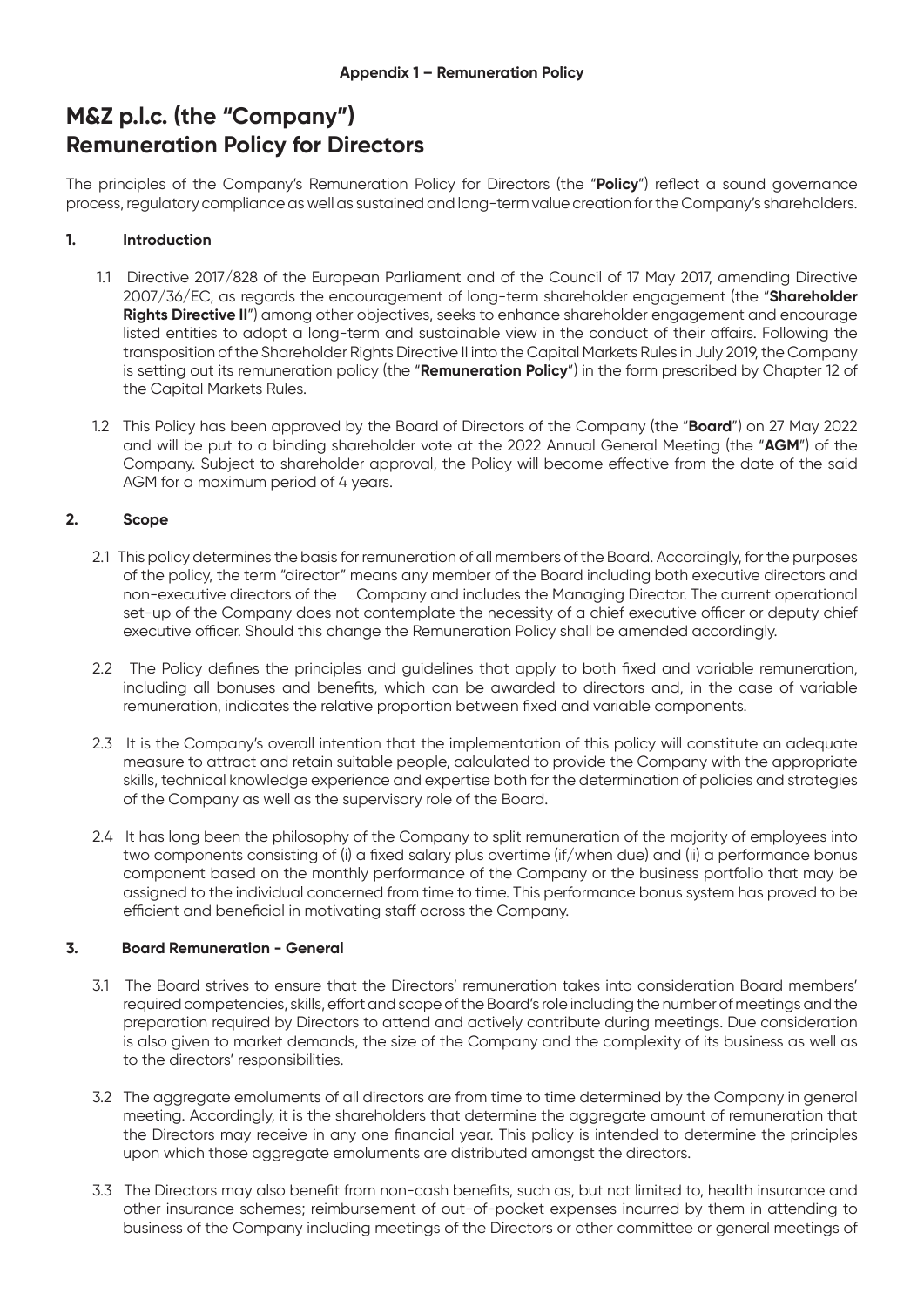**Appendix 1 – Remuneration Policy**

# M&Z p.l.c. (the "Company") Remuneration Policy for Directors

The principles of the Company's Remuneration Policy for Directors (the "**Policy**") reflect a sound governance process, regulatory compliance as well as sustained and long-term value creation for the Company's shareholders.

## 1. Introduction

1.1 Directive 2017/828 of the European Parliament and of the Council of 17 May 2017, amending Directive 2007/36/EC, as regards the encouragement of long-term shareholder engagement (the "**Shareholder Rights Directive II**") among other objectives, seeks to enhance shareholder engagement and encourage listed entities to adopt a long-term and sustainable view in the conduct of their affairs. Following the transposition of the Shareholder Rights Directive II into the Capital Markets Rules in July 2019, the Company is setting out its remuneration policy (the "**Remuneration Policy**") in the form prescribed by Chapter 12 of the Capital Markets Rules.

1.2 This Policy has been approved by the Board of Directors of the Company (the "**Board**") on 27 May 2022 and will be put to a binding shareholder vote at the 2022 Annual General Meeting (the "**AGM**") of the Company. Subject to shareholder approval, the Policy will become effective from the date of the said AGM for a maximum period of 4 years.

## 2. Scope

2.1 This policy determines the basis for remuneration of all members of the Board. Accordingly, for the purposes of the policy, the term "director" means any member of the Board including both executive directors and non-executive directors of the Company and includes the Managing Director. The current operational set-up of the Company does not contemplate the necessity of a chief executive officer or deputy chief executive officer. Should this change the Remuneration Policy shall be amended accordingly.

2.2 The Policy defines the principles and guidelines that apply to both fixed and variable remuneration, including all bonuses and benefits, which can be awarded to directors and, in the case of variable remuneration, indicates the relative proportion between fixed and variable components.

2.3 It is the Company's overall intention that the implementation of this policy will constitute an adequate measure to attract and retain suitable people, calculated to provide the Company with the appropriate skills, technical knowledge experience and expertise both for the determination of policies and strategies of the Company as well as the supervisory role of the Board.

2.4 It has long been the philosophy of the Company to split remuneration of the majority of employees into two components consisting of (i) a fixed salary plus overtime (if/when due) and (ii) a performance bonus component based on the monthly performance of the Company or the business portfolio that may be assigned to the individual concerned from time to time. This performance bonus system has proved to be efficient and beneficial in motivating staff across the Company.

## 3. Board Remuneration - General

3.1 The Board strives to ensure that the Directors' remuneration takes into consideration Board members' required competencies, skills, effort and scope of the Board's role including the number of meetings and the preparation required by Directors to attend and actively contribute during meetings. Due consideration is also given to market demands, the size of the Company and the complexity of its business as well as to the directors' responsibilities.

3.2 The aggregate emoluments of all directors are from time to time determined by the Company in general meeting. Accordingly, it is the shareholders that determine the aggregate amount of remuneration that the Directors may receive in any one financial year. This policy is intended to determine the principles upon which those aggregate emoluments are distributed amongst the directors.

3.3 The Directors may also benefit from non-cash benefits, such as, but not limited to, health insurance and other insurance schemes; reimbursement of out-of-pocket expenses incurred by them in attending to business of the Company including meetings of the Directors or other committee or general meetings of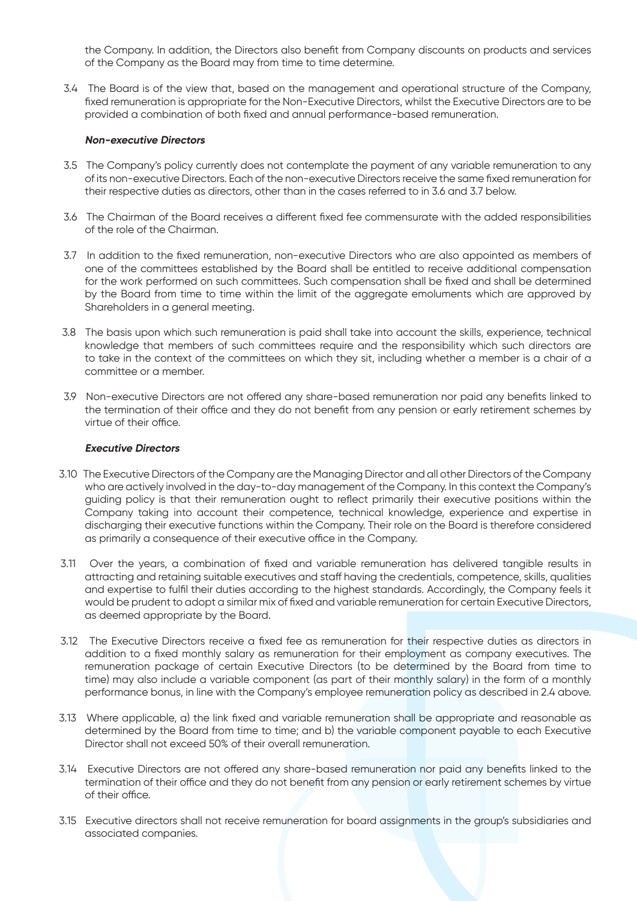the Company. In addition, the Directors also benefit from Company discounts on products and services of the Company as the Board may from time to time determine.

3.4 The Board is of the view that, based on the management and operational structure of the Company, fixed remuneration is appropriate for the Non-Executive Directors, whilst the Executive Directors are to be provided a combination of both fixed and annual performance-based remuneration.

***Non-executive Directors***

3.5 The Company's policy currently does not contemplate the payment of any variable remuneration to any of its non-executive Directors. Each of the non-executive Directors receive the same fixed remuneration for their respective duties as directors, other than in the cases referred to in 3.6 and 3.7 below.

3.6 The Chairman of the Board receives a different fixed fee commensurate with the added responsibilities of the role of the Chairman.

3.7 In addition to the fixed remuneration, non-executive Directors who are also appointed as members of one of the committees established by the Board shall be entitled to receive additional compensation for the work performed on such committees. Such compensation shall be fixed and shall be determined by the Board from time to time within the limit of the aggregate emoluments which are approved by Shareholders in a general meeting.

3.8 The basis upon which such remuneration is paid shall take into account the skills, experience, technical knowledge that members of such committees require and the responsibility which such directors are to take in the context of the committees on which they sit, including whether a member is a chair of a committee or a member.

3.9 Non-executive Directors are not offered any share-based remuneration nor paid any benefits linked to the termination of their office and they do not benefit from any pension or early retirement schemes by virtue of their office.

***Executive Directors***

3.10 The Executive Directors of the Company are the Managing Director and all other Directors of the Company who are actively involved in the day-to-day management of the Company. In this context the Company's guiding policy is that their remuneration ought to reflect primarily their executive positions within the Company taking into account their competence, technical knowledge, experience and expertise in discharging their executive functions within the Company. Their role on the Board is therefore considered as primarily a consequence of their executive office in the Company.

3.11 Over the years, a combination of fixed and variable remuneration has delivered tangible results in attracting and retaining suitable executives and staff having the credentials, competence, skills, qualities and expertise to fulfil their duties according to the highest standards. Accordingly, the Company feels it would be prudent to adopt a similar mix of fixed and variable remuneration for certain Executive Directors, as deemed appropriate by the Board.

3.12 The Executive Directors receive a fixed fee as remuneration for their respective duties as directors in addition to a fixed monthly salary as remuneration for their employment as company executives. The remuneration package of certain Executive Directors (to be determined by the Board from time to time) may also include a variable component (as part of their monthly salary) in the form of a monthly performance bonus, in line with the Company's employee remuneration policy as described in 2.4 above.

3.13 Where applicable, a) the link fixed and variable remuneration shall be appropriate and reasonable as determined by the Board from time to time; and b) the variable component payable to each Executive Director shall not exceed 50% of their overall remuneration.

3.14 Executive Directors are not offered any share-based remuneration nor paid any benefits linked to the termination of their office and they do not benefit from any pension or early retirement schemes by virtue of their office.

3.15 Executive directors shall not receive remuneration for board assignments in the group's subsidiaries and associated companies.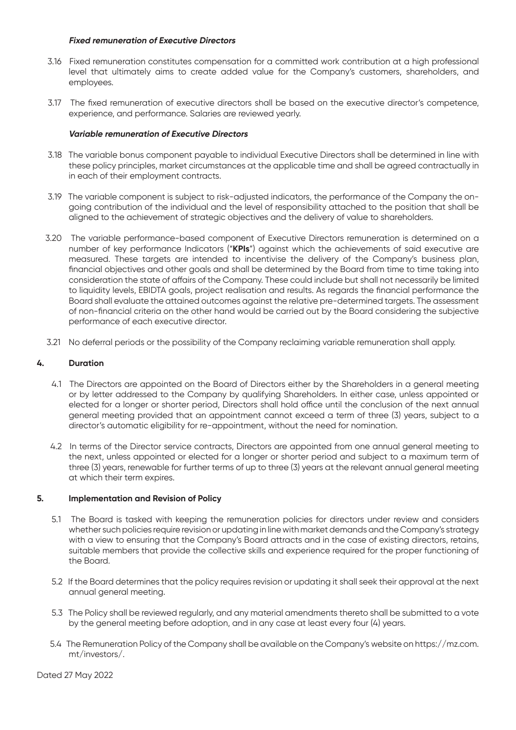***Fixed remuneration of Executive Directors***

3.16 Fixed remuneration constitutes compensation for a committed work contribution at a high professional level that ultimately aims to create added value for the Company's customers, shareholders, and employees.

3.17 The fixed remuneration of executive directors shall be based on the executive director's competence, experience, and performance. Salaries are reviewed yearly.

***Variable remuneration of Executive Directors***

3.18 The variable bonus component payable to individual Executive Directors shall be determined in line with these policy principles, market circumstances at the applicable time and shall be agreed contractually in in each of their employment contracts.

3.19 The variable component is subject to risk-adjusted indicators, the performance of the Company the on-going contribution of the individual and the level of responsibility attached to the position that shall be aligned to the achievement of strategic objectives and the delivery of value to shareholders.

3.20 The variable performance-based component of Executive Directors remuneration is determined on a number of key performance Indicators ("**KPIs**") against which the achievements of said executive are measured. These targets are intended to incentivise the delivery of the Company's business plan, financial objectives and other goals and shall be determined by the Board from time to time taking into consideration the state of affairs of the Company. These could include but shall not necessarily be limited to liquidity levels, EBIDTA goals, project realisation and results. As regards the financial performance the Board shall evaluate the attained outcomes against the relative pre-determined targets. The assessment of non-financial criteria on the other hand would be carried out by the Board considering the subjective performance of each executive director.

3.21 No deferral periods or the possibility of the Company reclaiming variable remuneration shall apply.

## 4. Duration

4.1 The Directors are appointed on the Board of Directors either by the Shareholders in a general meeting or by letter addressed to the Company by qualifying Shareholders. In either case, unless appointed or elected for a longer or shorter period, Directors shall hold office until the conclusion of the next annual general meeting provided that an appointment cannot exceed a term of three (3) years, subject to a director's automatic eligibility for re-appointment, without the need for nomination.

4.2 In terms of the Director service contracts, Directors are appointed from one annual general meeting to the next, unless appointed or elected for a longer or shorter period and subject to a maximum term of three (3) years, renewable for further terms of up to three (3) years at the relevant annual general meeting at which their term expires.

## 5. Implementation and Revision of Policy

5.1 The Board is tasked with keeping the remuneration policies for directors under review and considers whether such policies require revision or updating in line with market demands and the Company's strategy with a view to ensuring that the Company's Board attracts and in the case of existing directors, retains, suitable members that provide the collective skills and experience required for the proper functioning of the Board.

5.2 If the Board determines that the policy requires revision or updating it shall seek their approval at the next annual general meeting.

5.3 The Policy shall be reviewed regularly, and any material amendments thereto shall be submitted to a vote by the general meeting before adoption, and in any case at least every four (4) years.

5.4 The Remuneration Policy of the Company shall be available on the Company's website on https://mz.com.mt/investors/.

Dated 27 May 2022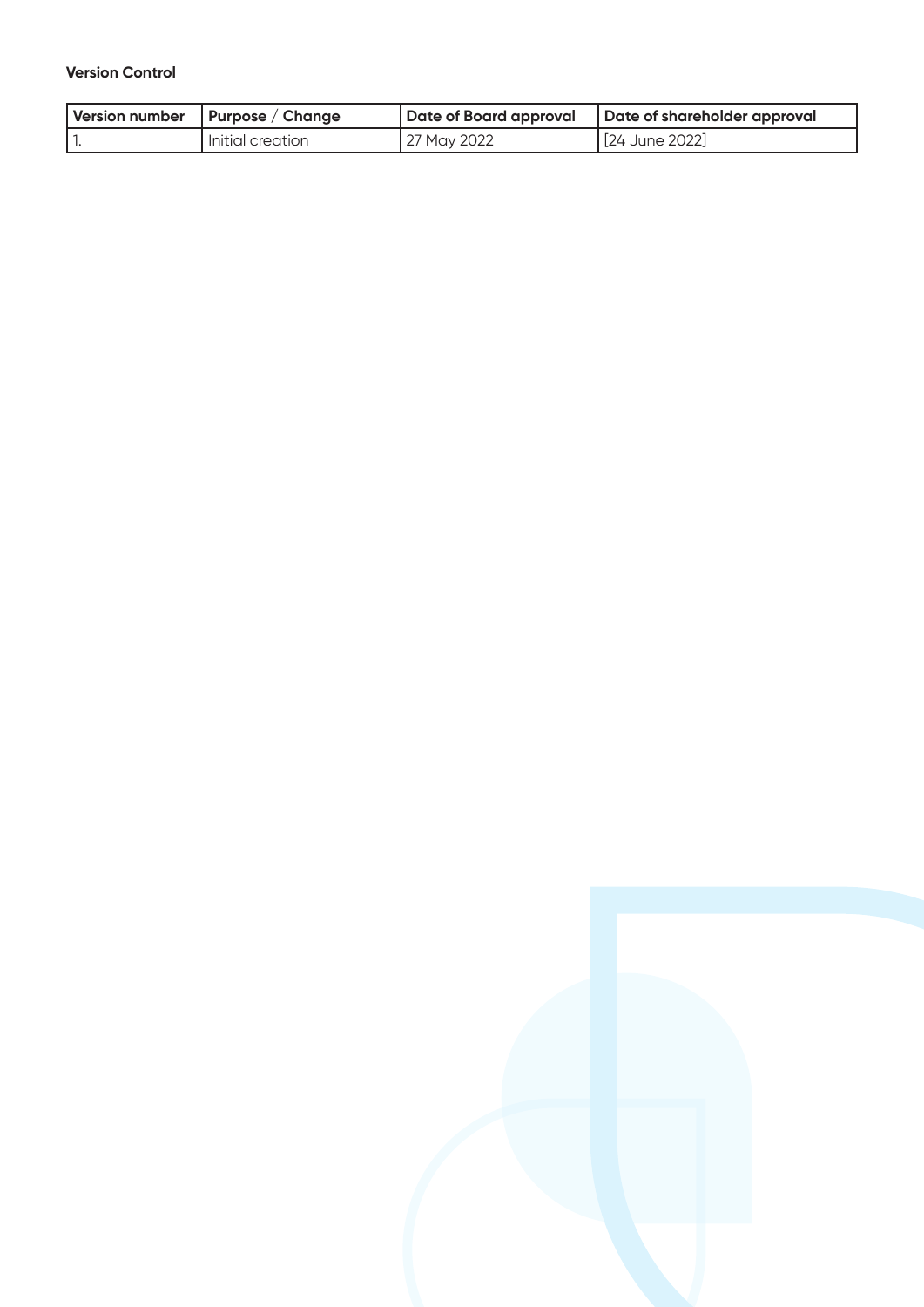**Version Control**

| Version number | Purpose / Change | Date of Board approval | Date of shareholder approval |
|---|---|---|---|
| 1. | Initial creation | 27 May 2022 | [24 June 2022] |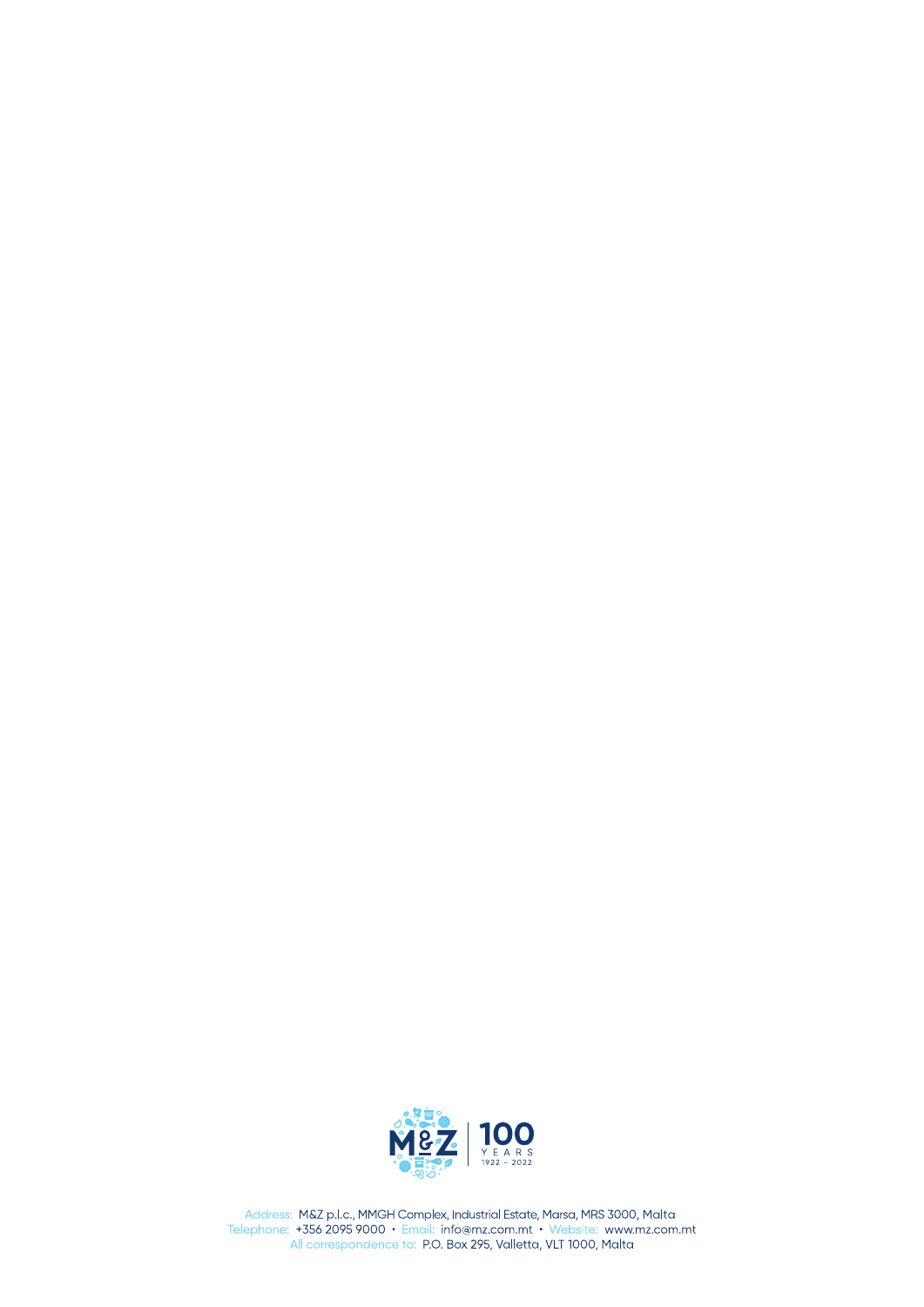M&Z | 100 YEARS 1922 - 2022

Address: M&Z p.l.c., MMGH Complex, Industrial Estate, Marsa, MRS 3000, Malta
Telephone: +356 2095 9000 • Email: info@mz.com.mt • Website: www.mz.com.mt
All correspondence to: P.O. Box 295, Valletta, VLT 1000, Malta